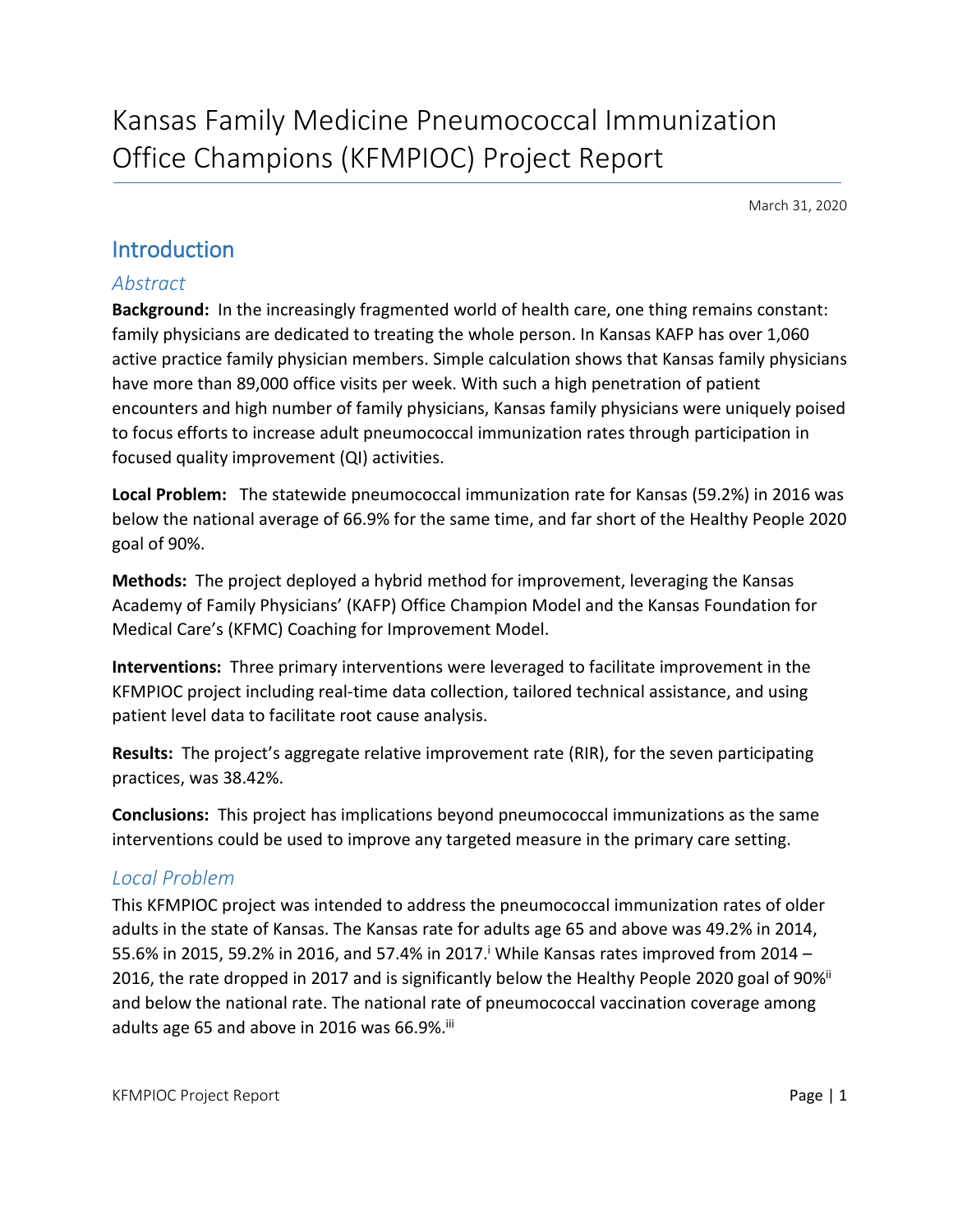# Kansas Family Medicine Pneumococcal Immunization Office Champions (KFMPIOC) Project Report

March 31, 2020

## Introduction

### Abstract

**Background:** In the increasingly fragmented world of health care, one thing remains constant: family physicians are dedicated to treating the whole person. In Kansas KAFP has over 1,060 active practice family physician members. Simple calculation shows that Kansas family physicians have more than 89,000 office visits per week. With such a high penetration of patient encounters and high number of family physicians, Kansas family physicians were uniquely poised to focus efforts to increase adult pneumococcal immunization rates through participation in focused quality improvement (QI) activities.

**Local Problem:** The statewide pneumococcal immunization rate for Kansas (59.2%) in 2016 was below the national average of 66.9% for the same time, and far short of the Healthy People 2020 goal of 90%.

**Methods:** The project deployed a hybrid method for improvement, leveraging the Kansas Academy of Family Physicians' (KAFP) Office Champion Model and the Kansas Foundation for Medical Care's (KFMC) Coaching for Improvement Model.

**Interventions:** Three primary interventions were leveraged to facilitate improvement in the KFMPIOC project including real-time data collection, tailored technical assistance, and using patient level data to facilitate root cause analysis.

**Results:** The project's aggregate relative improvement rate (RIR), for the seven participating practices, was 38.42%.

**Conclusions:** This project has implications beyond pneumococcal immunizations as the same interventions could be used to improve any targeted measure in the primary care setting.

### Local Problem

This KFMPIOC project was intended to address the pneumococcal immunization rates of older adults in the state of Kansas. The Kansas rate for adults age 65 and above was 49.2% in 2014, 55.6% in 2015, 59.2% in 2016, and 57.4% in 2017.[i] While Kansas rates improved from 2014 – 2016, the rate dropped in 2017 and is significantly below the Healthy People 2020 goal of 90%[ii] and below the national rate. The national rate of pneumococcal vaccination coverage among adults age 65 and above in 2016 was 66.9%.[iii]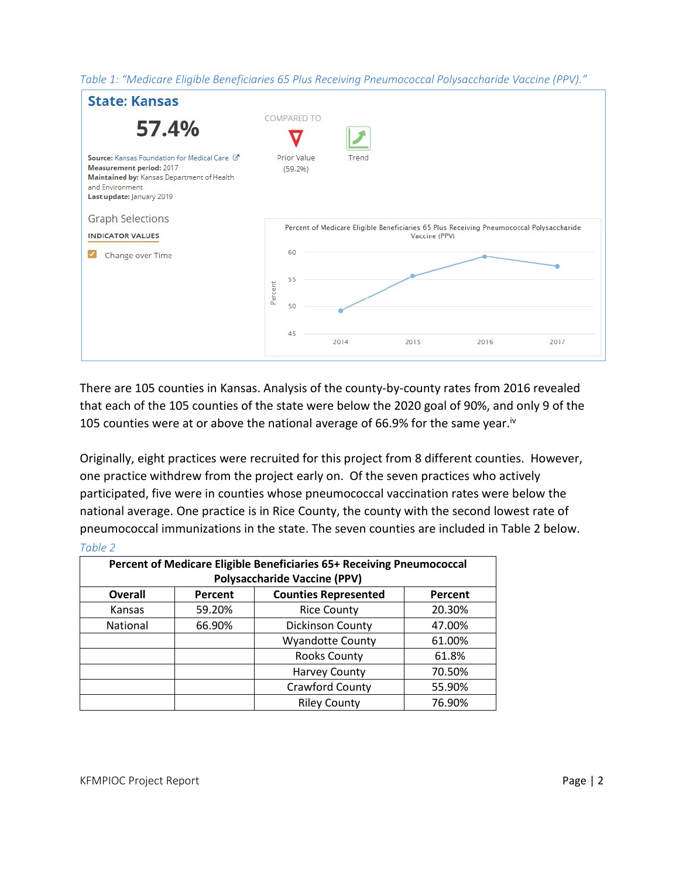*Table 1: "Medicare Eligible Beneficiaries 65 Plus Receiving Pneumococcal Polysaccharide Vaccine (PPV)."*

**State: Kansas**

**57.4%**

COMPARED TO

Prior Value (59.2%)

Trend

**Source:** Kansas Foundation for Medical Care
**Measurement period:** 2017
**Maintained by:** Kansas Department of Health and Environment
**Last update:** January 2019

Graph Selections

INDICATOR VALUES

Change over Time

Percent of Medicare Eligible Beneficiaries 65 Plus Receiving Pneumococcal Polysaccharide Vaccine (PPV)

There are 105 counties in Kansas. Analysis of the county-by-county rates from 2016 revealed that each of the 105 counties of the state were below the 2020 goal of 90%, and only 9 of the 105 counties were at or above the national average of 66.9% for the same year.[iv]

Originally, eight practices were recruited for this project from 8 different counties. However, one practice withdrew from the project early on. Of the seven practices who actively participated, five were in counties whose pneumococcal vaccination rates were below the national average. One practice is in Rice County, the county with the second lowest rate of pneumococcal immunizations in the state. The seven counties are included in Table 2 below.

*Table 2*

| Percent of Medicare Eligible Beneficiaries 65+ Receiving Pneumococcal Polysaccharide Vaccine (PPV) | | | |
|---|---|---|---|
| **Overall** | **Percent** | **Counties Represented** | **Percent** |
| Kansas | 59.20% | Rice County | 20.30% |
| National | 66.90% | Dickinson County | 47.00% |
| | | Wyandotte County | 61.00% |
| | | Rooks County | 61.8% |
| | | Harvey County | 70.50% |
| | | Crawford County | 55.90% |
| | | Riley County | 76.90% |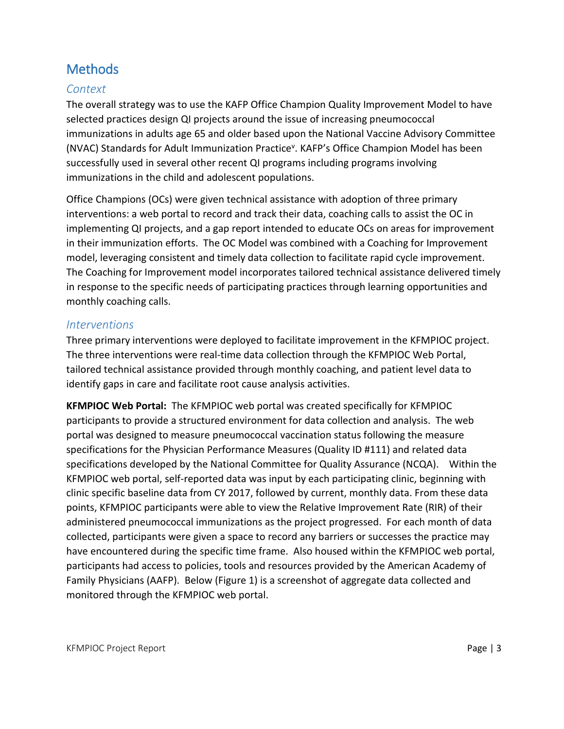## Methods

### *Context*

The overall strategy was to use the KAFP Office Champion Quality Improvement Model to have selected practices design QI projects around the issue of increasing pneumococcal immunizations in adults age 65 and older based upon the National Vaccine Advisory Committee (NVAC) Standards for Adult Immunization Practice[v]. KAFP's Office Champion Model has been successfully used in several other recent QI programs including programs involving immunizations in the child and adolescent populations.

Office Champions (OCs) were given technical assistance with adoption of three primary interventions: a web portal to record and track their data, coaching calls to assist the OC in implementing QI projects, and a gap report intended to educate OCs on areas for improvement in their immunization efforts. The OC Model was combined with a Coaching for Improvement model, leveraging consistent and timely data collection to facilitate rapid cycle improvement. The Coaching for Improvement model incorporates tailored technical assistance delivered timely in response to the specific needs of participating practices through learning opportunities and monthly coaching calls.

### *Interventions*

Three primary interventions were deployed to facilitate improvement in the KFMPIOC project. The three interventions were real-time data collection through the KFMPIOC Web Portal, tailored technical assistance provided through monthly coaching, and patient level data to identify gaps in care and facilitate root cause analysis activities.

**KFMPIOC Web Portal:** The KFMPIOC web portal was created specifically for KFMPIOC participants to provide a structured environment for data collection and analysis. The web portal was designed to measure pneumococcal vaccination status following the measure specifications for the Physician Performance Measures (Quality ID #111) and related data specifications developed by the National Committee for Quality Assurance (NCQA). Within the KFMPIOC web portal, self-reported data was input by each participating clinic, beginning with clinic specific baseline data from CY 2017, followed by current, monthly data. From these data points, KFMPIOC participants were able to view the Relative Improvement Rate (RIR) of their administered pneumococcal immunizations as the project progressed. For each month of data collected, participants were given a space to record any barriers or successes the practice may have encountered during the specific time frame. Also housed within the KFMPIOC web portal, participants had access to policies, tools and resources provided by the American Academy of Family Physicians (AAFP). Below (Figure 1) is a screenshot of aggregate data collected and monitored through the KFMPIOC web portal.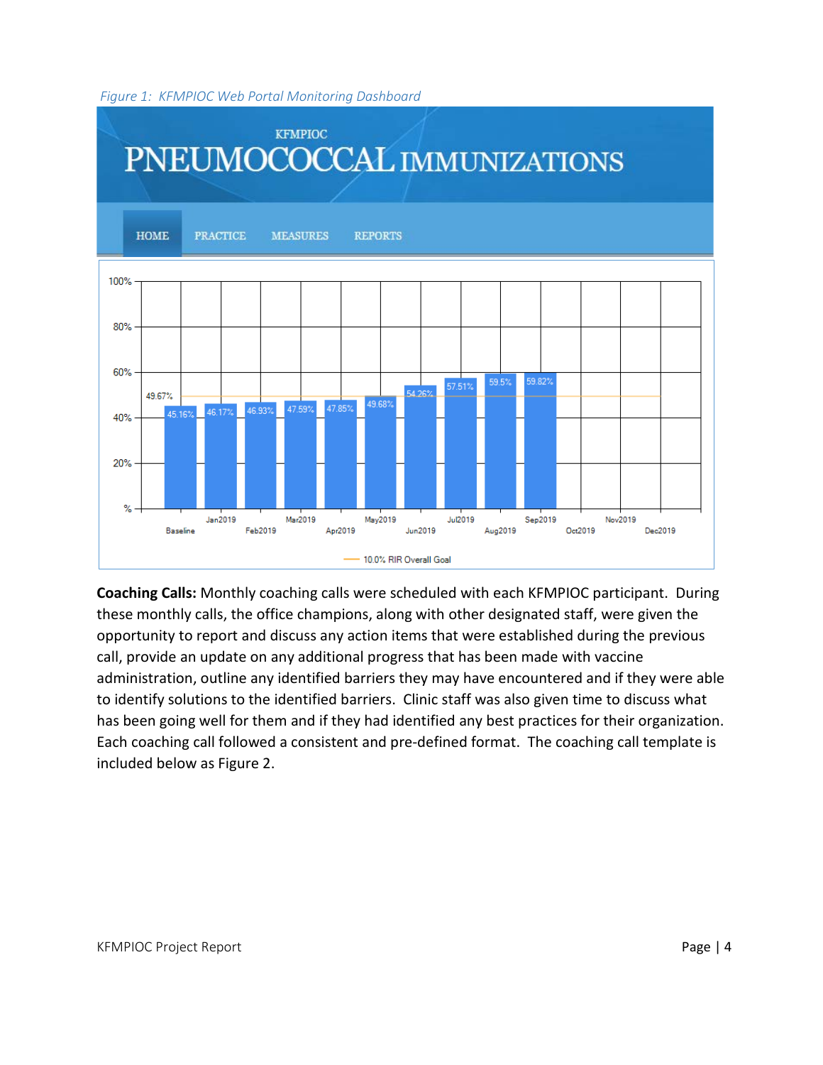*Figure 1: KFMPIOC Web Portal Monitoring Dashboard*

**Coaching Calls:** Monthly coaching calls were scheduled with each KFMPIOC participant. During these monthly calls, the office champions, along with other designated staff, were given the opportunity to report and discuss any action items that were established during the previous call, provide an update on any additional progress that has been made with vaccine administration, outline any identified barriers they may have encountered and if they were able to identify solutions to the identified barriers. Clinic staff was also given time to discuss what has been going well for them and if they had identified any best practices for their organization. Each coaching call followed a consistent and pre-defined format. The coaching call template is included below as Figure 2.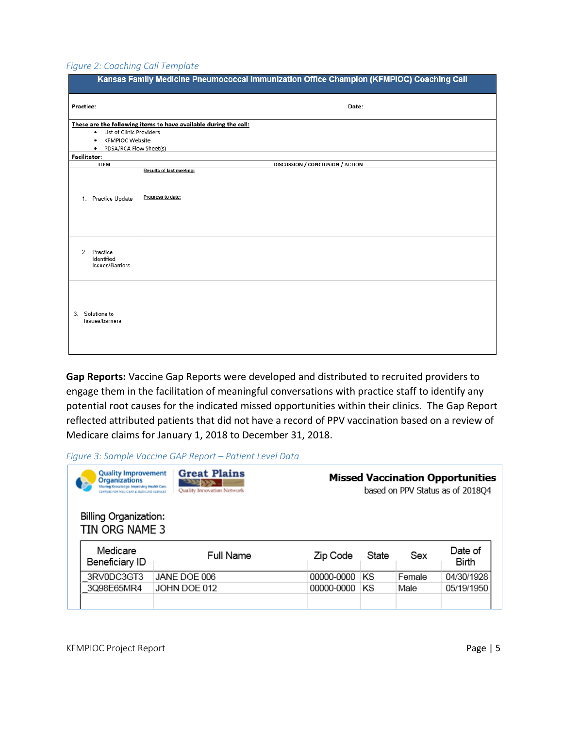*Figure 2: Coaching Call Template*

| Kansas Family Medicine Pneumococcal Immunization Office Champion (KFMPIOC) Coaching Call | |
|---|---|
| **Practice:** | **Date:** |
| **These are the following items to have available during the call:**<br>• List of Clinic Providers<br>• KFMPIOC Website<br>• PDSA/RCA Flow Sheet(s) | |
| **Facilitator:** | |
| **ITEM** | **DISCUSSION / CONCLUSION / ACTION** |
| 1. Practice Update | Results of last meeting:<br><br>Progress to date: |
| 2. Practice Identified Issues/Barriers | |
| 3. Solutions to Issues/barriers | |

**Gap Reports:** Vaccine Gap Reports were developed and distributed to recruited providers to engage them in the facilitation of meaningful conversations with practice staff to identify any potential root causes for the indicated missed opportunities within their clinics. The Gap Report reflected attributed patients that did not have a record of PPV vaccination based on a review of Medicare claims for January 1, 2018 to December 31, 2018.

*Figure 3: Sample Vaccine GAP Report – Patient Level Data*

Quality Improvement Organizations — Sharing Knowledge. Improving Health Care. CENTERS FOR MEDICARE & MEDICAID SERVICES | Great Plains Quality Innovation Network

**Missed Vaccination Opportunities**
based on PPV Status as of 2018Q4

Billing Organization:
TIN ORG NAME 3

| Medicare Beneficiary ID | Full Name | Zip Code | State | Sex | Date of Birth |
|---|---|---|---|---|---|
| _3RV0DC3GT3 | JANE DOE 006 | 00000-0000 | KS | Female | 04/30/1928 |
| _3Q98E65MR4 | JOHN DOE 012 | 00000-0000 | KS | Male | 05/19/1950 |
| | | | | | |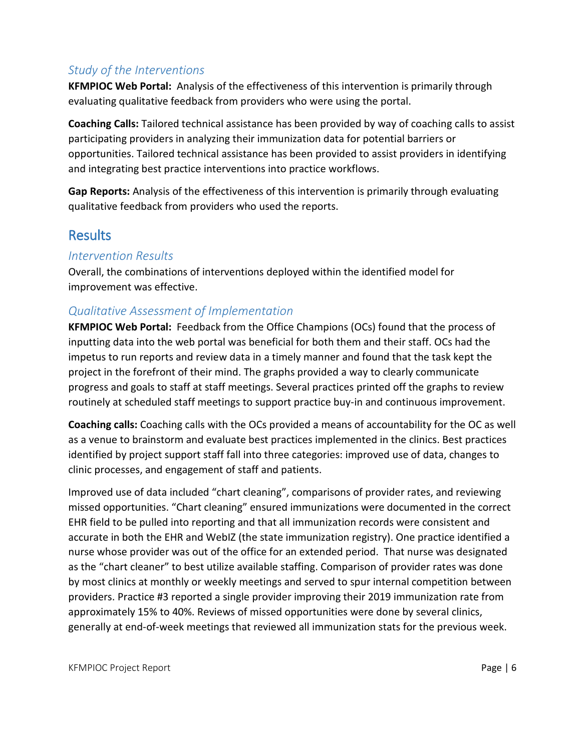### *Study of the Interventions*

**KFMPIOC Web Portal:** Analysis of the effectiveness of this intervention is primarily through evaluating qualitative feedback from providers who were using the portal.

**Coaching Calls:** Tailored technical assistance has been provided by way of coaching calls to assist participating providers in analyzing their immunization data for potential barriers or opportunities. Tailored technical assistance has been provided to assist providers in identifying and integrating best practice interventions into practice workflows.

**Gap Reports:** Analysis of the effectiveness of this intervention is primarily through evaluating qualitative feedback from providers who used the reports.

## Results

### *Intervention Results*

Overall, the combinations of interventions deployed within the identified model for improvement was effective.

### *Qualitative Assessment of Implementation*

**KFMPIOC Web Portal:** Feedback from the Office Champions (OCs) found that the process of inputting data into the web portal was beneficial for both them and their staff. OCs had the impetus to run reports and review data in a timely manner and found that the task kept the project in the forefront of their mind. The graphs provided a way to clearly communicate progress and goals to staff at staff meetings. Several practices printed off the graphs to review routinely at scheduled staff meetings to support practice buy-in and continuous improvement.

**Coaching calls:** Coaching calls with the OCs provided a means of accountability for the OC as well as a venue to brainstorm and evaluate best practices implemented in the clinics. Best practices identified by project support staff fall into three categories: improved use of data, changes to clinic processes, and engagement of staff and patients.

Improved use of data included "chart cleaning", comparisons of provider rates, and reviewing missed opportunities. "Chart cleaning" ensured immunizations were documented in the correct EHR field to be pulled into reporting and that all immunization records were consistent and accurate in both the EHR and WebIZ (the state immunization registry). One practice identified a nurse whose provider was out of the office for an extended period. That nurse was designated as the "chart cleaner" to best utilize available staffing. Comparison of provider rates was done by most clinics at monthly or weekly meetings and served to spur internal competition between providers. Practice #3 reported a single provider improving their 2019 immunization rate from approximately 15% to 40%. Reviews of missed opportunities were done by several clinics, generally at end-of-week meetings that reviewed all immunization stats for the previous week.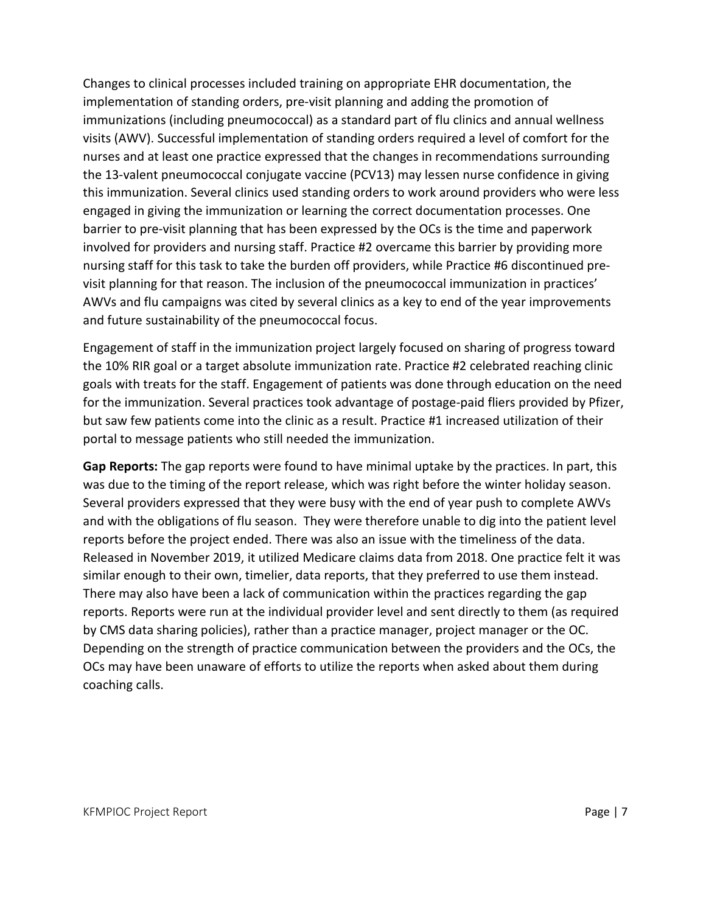Changes to clinical processes included training on appropriate EHR documentation, the implementation of standing orders, pre-visit planning and adding the promotion of immunizations (including pneumococcal) as a standard part of flu clinics and annual wellness visits (AWV). Successful implementation of standing orders required a level of comfort for the nurses and at least one practice expressed that the changes in recommendations surrounding the 13-valent pneumococcal conjugate vaccine (PCV13) may lessen nurse confidence in giving this immunization. Several clinics used standing orders to work around providers who were less engaged in giving the immunization or learning the correct documentation processes. One barrier to pre-visit planning that has been expressed by the OCs is the time and paperwork involved for providers and nursing staff. Practice #2 overcame this barrier by providing more nursing staff for this task to take the burden off providers, while Practice #6 discontinued pre-visit planning for that reason. The inclusion of the pneumococcal immunization in practices' AWVs and flu campaigns was cited by several clinics as a key to end of the year improvements and future sustainability of the pneumococcal focus.

Engagement of staff in the immunization project largely focused on sharing of progress toward the 10% RIR goal or a target absolute immunization rate. Practice #2 celebrated reaching clinic goals with treats for the staff. Engagement of patients was done through education on the need for the immunization. Several practices took advantage of postage-paid fliers provided by Pfizer, but saw few patients come into the clinic as a result. Practice #1 increased utilization of their portal to message patients who still needed the immunization.

**Gap Reports:** The gap reports were found to have minimal uptake by the practices. In part, this was due to the timing of the report release, which was right before the winter holiday season. Several providers expressed that they were busy with the end of year push to complete AWVs and with the obligations of flu season. They were therefore unable to dig into the patient level reports before the project ended. There was also an issue with the timeliness of the data. Released in November 2019, it utilized Medicare claims data from 2018. One practice felt it was similar enough to their own, timelier, data reports, that they preferred to use them instead. There may also have been a lack of communication within the practices regarding the gap reports. Reports were run at the individual provider level and sent directly to them (as required by CMS data sharing policies), rather than a practice manager, project manager or the OC. Depending on the strength of practice communication between the providers and the OCs, the OCs may have been unaware of efforts to utilize the reports when asked about them during coaching calls.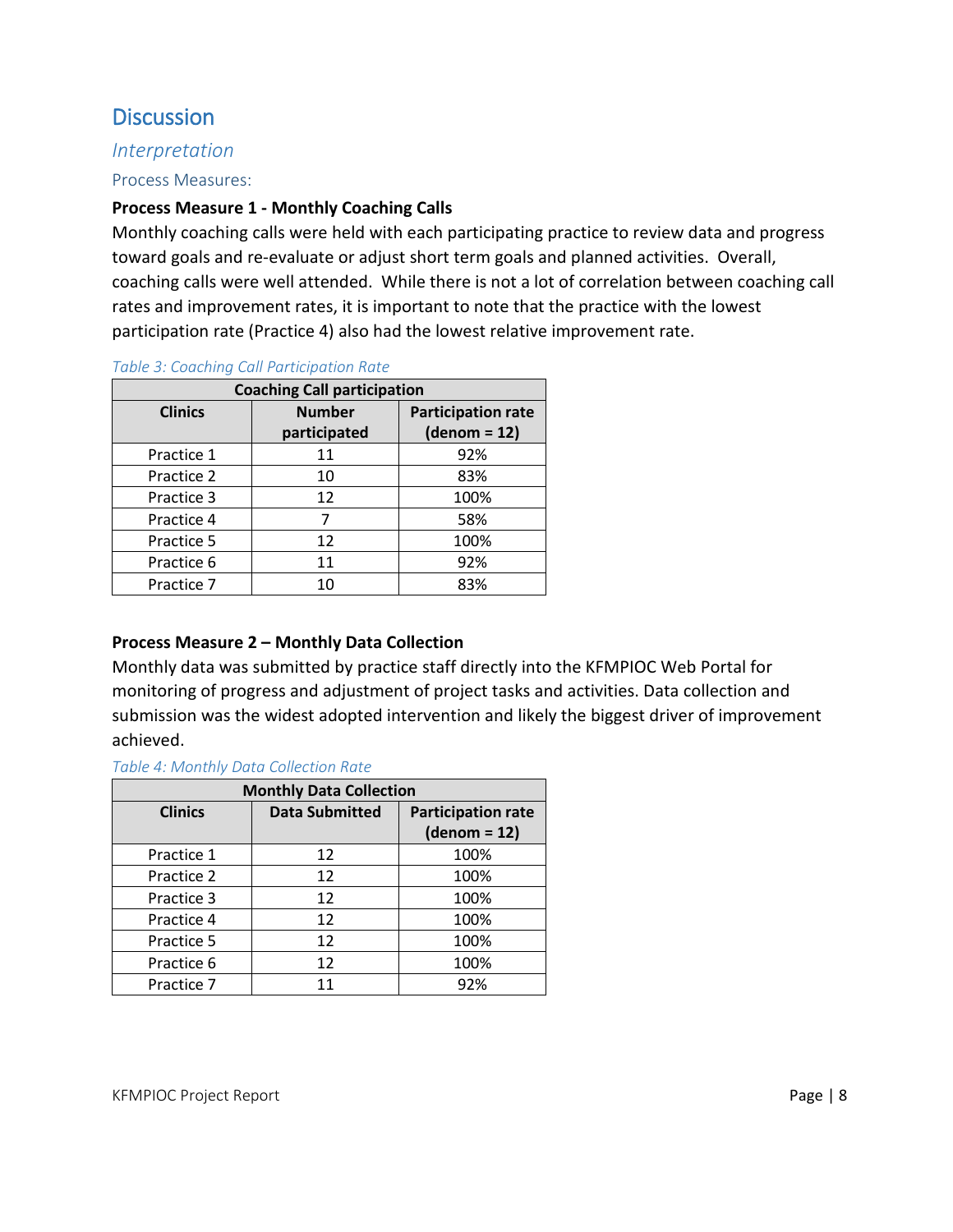# Discussion

## *Interpretation*

### Process Measures:

**Process Measure 1 - Monthly Coaching Calls**

Monthly coaching calls were held with each participating practice to review data and progress toward goals and re-evaluate or adjust short term goals and planned activities. Overall, coaching calls were well attended. While there is not a lot of correlation between coaching call rates and improvement rates, it is important to note that the practice with the lowest participation rate (Practice 4) also had the lowest relative improvement rate.

*Table 3: Coaching Call Participation Rate*

| Coaching Call participation | | |
|---|---|---|
| **Clinics** | **Number participated** | **Participation rate (denom = 12)** |
| Practice 1 | 11 | 92% |
| Practice 2 | 10 | 83% |
| Practice 3 | 12 | 100% |
| Practice 4 | 7 | 58% |
| Practice 5 | 12 | 100% |
| Practice 6 | 11 | 92% |
| Practice 7 | 10 | 83% |

**Process Measure 2 – Monthly Data Collection**

Monthly data was submitted by practice staff directly into the KFMPIOC Web Portal for monitoring of progress and adjustment of project tasks and activities. Data collection and submission was the widest adopted intervention and likely the biggest driver of improvement achieved.

*Table 4: Monthly Data Collection Rate*

| Monthly Data Collection | | |
|---|---|---|
| **Clinics** | **Data Submitted** | **Participation rate (denom = 12)** |
| Practice 1 | 12 | 100% |
| Practice 2 | 12 | 100% |
| Practice 3 | 12 | 100% |
| Practice 4 | 12 | 100% |
| Practice 5 | 12 | 100% |
| Practice 6 | 12 | 100% |
| Practice 7 | 11 | 92% |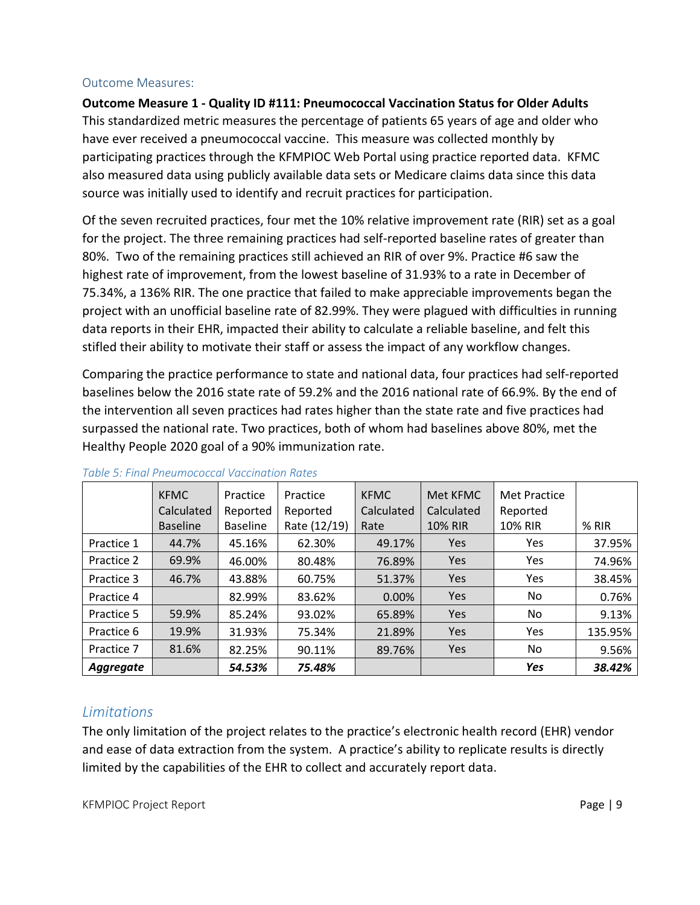### Outcome Measures:

**Outcome Measure 1 - Quality ID #111: Pneumococcal Vaccination Status for Older Adults**
This standardized metric measures the percentage of patients 65 years of age and older who have ever received a pneumococcal vaccine. This measure was collected monthly by participating practices through the KFMPIOC Web Portal using practice reported data. KFMC also measured data using publicly available data sets or Medicare claims data since this data source was initially used to identify and recruit practices for participation.

Of the seven recruited practices, four met the 10% relative improvement rate (RIR) set as a goal for the project. The three remaining practices had self-reported baseline rates of greater than 80%. Two of the remaining practices still achieved an RIR of over 9%. Practice #6 saw the highest rate of improvement, from the lowest baseline of 31.93% to a rate in December of 75.34%, a 136% RIR. The one practice that failed to make appreciable improvements began the project with an unofficial baseline rate of 82.99%. They were plagued with difficulties in running data reports in their EHR, impacted their ability to calculate a reliable baseline, and felt this stifled their ability to motivate their staff or assess the impact of any workflow changes.

Comparing the practice performance to state and national data, four practices had self-reported baselines below the 2016 state rate of 59.2% and the 2016 national rate of 66.9%. By the end of the intervention all seven practices had rates higher than the state rate and five practices had surpassed the national rate. Two practices, both of whom had baselines above 80%, met the Healthy People 2020 goal of a 90% immunization rate.

*Table 5: Final Pneumococcal Vaccination Rates*

| | KFMC Calculated Baseline | Practice Reported Baseline | Practice Reported Rate (12/19) | KFMC Calculated Rate | Met KFMC Calculated 10% RIR | Met Practice Reported 10% RIR | % RIR |
|---|---|---|---|---|---|---|---|
| Practice 1 | 44.7% | 45.16% | 62.30% | 49.17% | Yes | Yes | 37.95% |
| Practice 2 | 69.9% | 46.00% | 80.48% | 76.89% | Yes | Yes | 74.96% |
| Practice 3 | 46.7% | 43.88% | 60.75% | 51.37% | Yes | Yes | 38.45% |
| Practice 4 | | 82.99% | 83.62% | 0.00% | Yes | No | 0.76% |
| Practice 5 | 59.9% | 85.24% | 93.02% | 65.89% | Yes | No | 9.13% |
| Practice 6 | 19.9% | 31.93% | 75.34% | 21.89% | Yes | Yes | 135.95% |
| Practice 7 | 81.6% | 82.25% | 90.11% | 89.76% | Yes | No | 9.56% |
| ***Aggregate*** | | ***54.53%*** | ***75.48%*** | | | ***Yes*** | ***38.42%*** |

## *Limitations*

The only limitation of the project relates to the practice's electronic health record (EHR) vendor and ease of data extraction from the system. A practice's ability to replicate results is directly limited by the capabilities of the EHR to collect and accurately report data.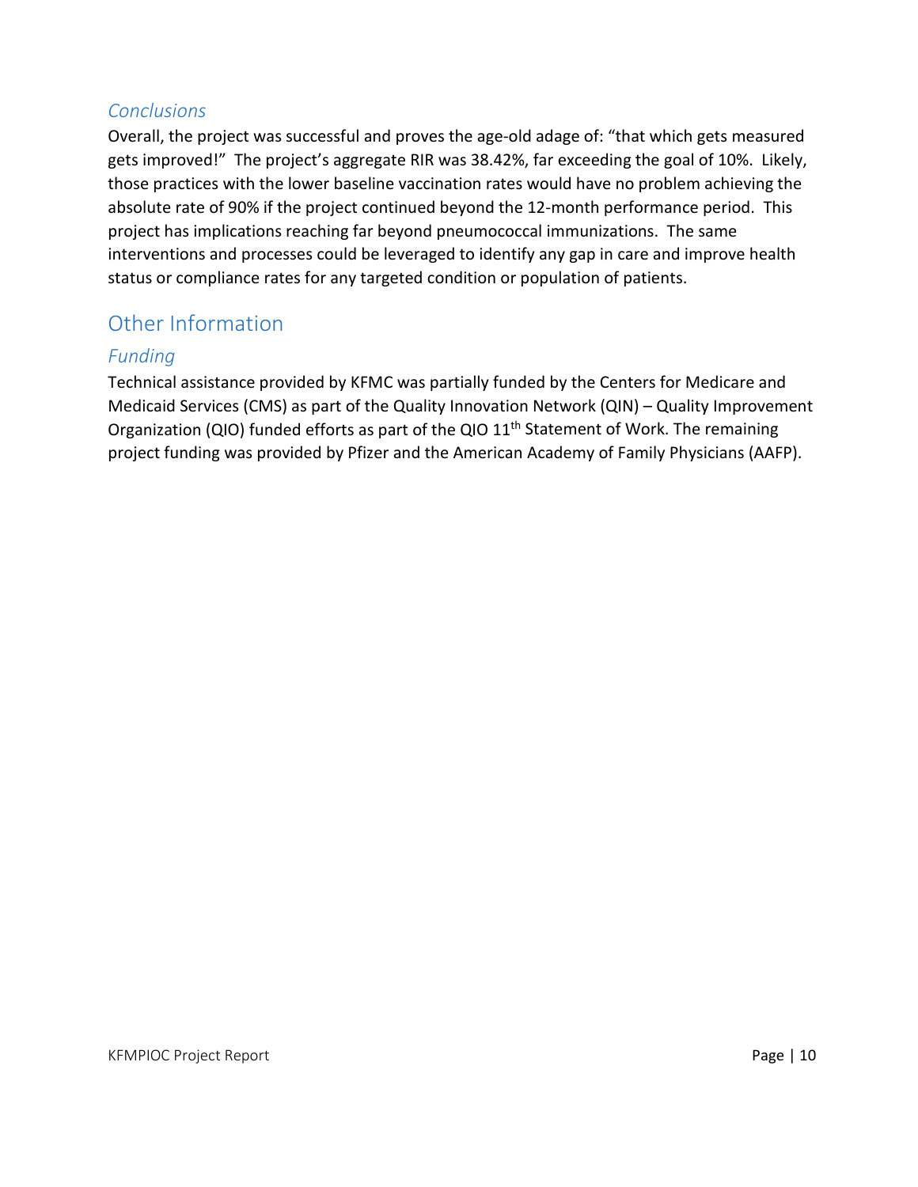### *Conclusions*

Overall, the project was successful and proves the age-old adage of: "that which gets measured gets improved!" The project's aggregate RIR was 38.42%, far exceeding the goal of 10%. Likely, those practices with the lower baseline vaccination rates would have no problem achieving the absolute rate of 90% if the project continued beyond the 12-month performance period. This project has implications reaching far beyond pneumococcal immunizations. The same interventions and processes could be leveraged to identify any gap in care and improve health status or compliance rates for any targeted condition or population of patients.

## Other Information

### *Funding*

Technical assistance provided by KFMC was partially funded by the Centers for Medicare and Medicaid Services (CMS) as part of the Quality Innovation Network (QIN) – Quality Improvement Organization (QIO) funded efforts as part of the QIO 11$^{th}$ Statement of Work. The remaining project funding was provided by Pfizer and the American Academy of Family Physicians (AAFP).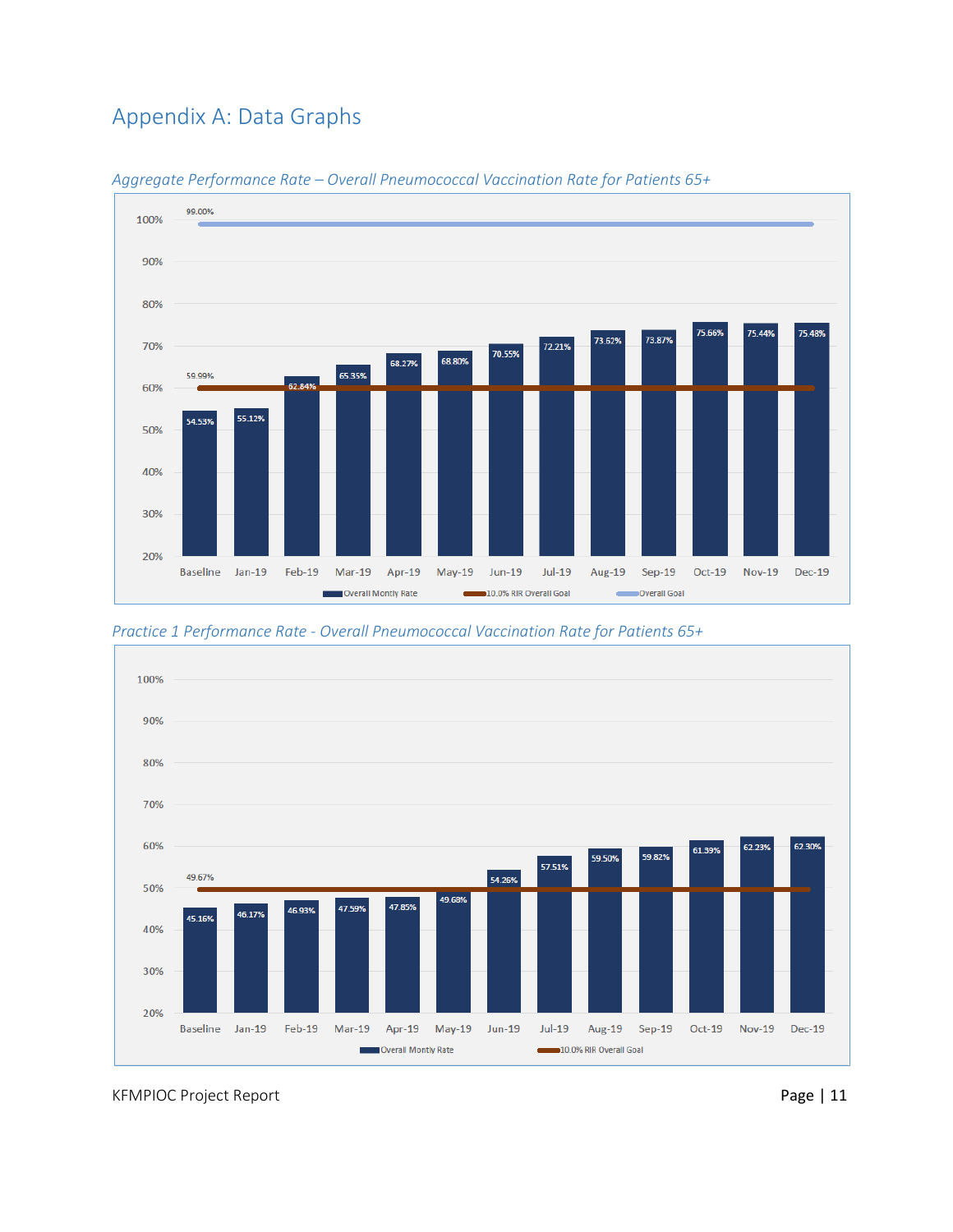## Appendix A: Data Graphs

*Aggregate Performance Rate – Overall Pneumococcal Vaccination Rate for Patients 65+*

| Period | Overall Montly Rate | 10.0% RIR Overall Goal | Overall Goal |
|---|---|---|---|
| Baseline | 54.53% | 59.99% | 99.00% |
| Jan-19 | 55.12% | | |
| Feb-19 | 62.84% | | |
| Mar-19 | 65.35% | | |
| Apr-19 | 68.27% | | |
| May-19 | 68.80% | | |
| Jun-19 | 70.55% | | |
| Jul-19 | 72.21% | | |
| Aug-19 | 73.62% | | |
| Sep-19 | 73.87% | | |
| Oct-19 | 75.66% | | |
| Nov-19 | 75.44% | | |
| Dec-19 | 75.48% | | |

*Practice 1 Performance Rate - Overall Pneumococcal Vaccination Rate for Patients 65+*

| Period | Overall Montly Rate | 10.0% RIR Overall Goal |
|---|---|---|
| Baseline | 45.16% | 49.67% |
| Jan-19 | 46.17% | |
| Feb-19 | 46.93% | |
| Mar-19 | 47.59% | |
| Apr-19 | 47.85% | |
| May-19 | 49.68% | |
| Jun-19 | 54.26% | |
| Jul-19 | 57.51% | |
| Aug-19 | 59.50% | |
| Sep-19 | 59.82% | |
| Oct-19 | 61.39% | |
| Nov-19 | 62.23% | |
| Dec-19 | 62.30% | |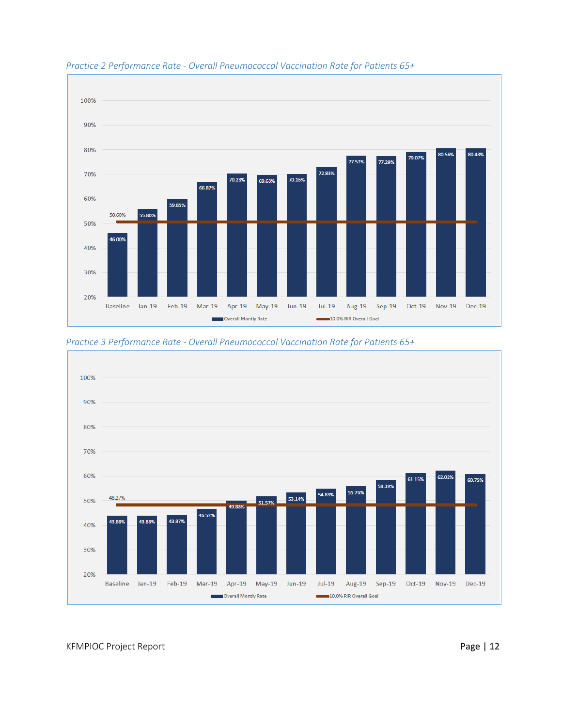*Practice 2 Performance Rate - Overall Pneumococcal Vaccination Rate for Patients 65+*

| | Baseline | Jan-19 | Feb-19 | Mar-19 | Apr-19 | May-19 | Jun-19 | Jul-19 | Aug-19 | Sep-19 | Oct-19 | Nov-19 | Dec-19 |
|---|---|---|---|---|---|---|---|---|---|---|---|---|---|
| Overall Montly Rate | 46.00% | 55.80% | 59.85% | 66.87% | 70.28% | 69.63% | 70.16% | 72.83% | 77.52% | 77.29% | 79.07% | 80.56% | 80.48% |
| 10.0% RIR Overall Goal | 50.60% | | | | | | | | | | | | |

*Practice 3 Performance Rate - Overall Pneumococcal Vaccination Rate for Patients 65+*

| | Baseline | Jan-19 | Feb-19 | Mar-19 | Apr-19 | May-19 | Jun-19 | Jul-19 | Aug-19 | Sep-19 | Oct-19 | Nov-19 | Dec-19 |
|---|---|---|---|---|---|---|---|---|---|---|---|---|---|
| Overall Montly Rate | 43.88% | 43.88% | 43.97% | 46.52% | 49.88% | 51.57% | 53.14% | 54.83% | 55.76% | 58.39% | 61.15% | 62.02% | 60.75% |
| 10.0% RIR Overall Goal | 48.27% | | | | | | | | | | | | |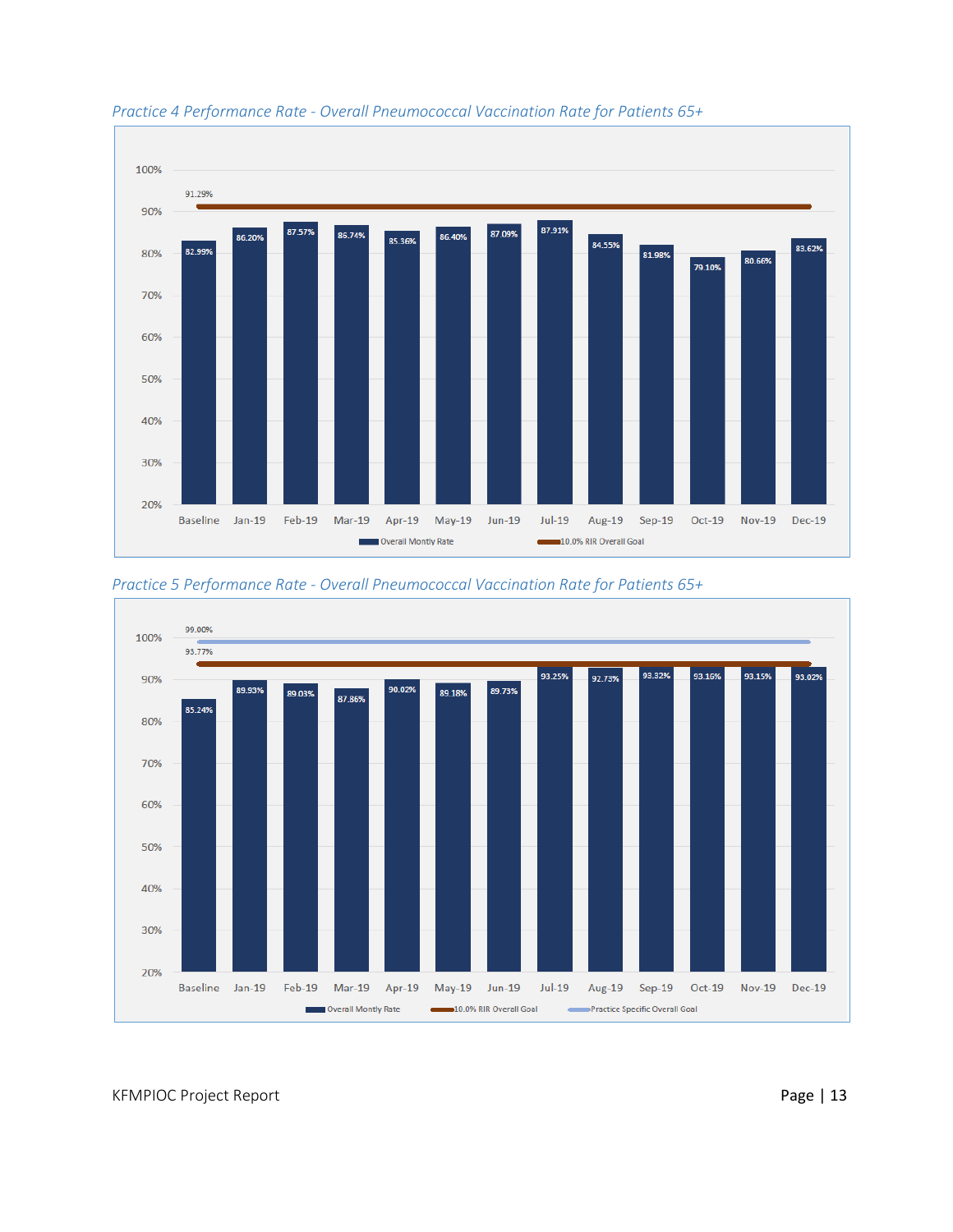*Practice 4 Performance Rate - Overall Pneumococcal Vaccination Rate for Patients 65+*

| | Baseline | Jan-19 | Feb-19 | Mar-19 | Apr-19 | May-19 | Jun-19 | Jul-19 | Aug-19 | Sep-19 | Oct-19 | Nov-19 | Dec-19 |
|---|---|---|---|---|---|---|---|---|---|---|---|---|---|
| Overall Montly Rate | 82.99% | 86.20% | 87.57% | 86.74% | 85.36% | 86.40% | 87.09% | 87.91% | 84.55% | 81.98% | 79.10% | 80.66% | 83.62% |
| 10.0% RIR Overall Goal | 91.29% | | | | | | | | | | | | |

*Practice 5 Performance Rate - Overall Pneumococcal Vaccination Rate for Patients 65+*

| | Baseline | Jan-19 | Feb-19 | Mar-19 | Apr-19 | May-19 | Jun-19 | Jul-19 | Aug-19 | Sep-19 | Oct-19 | Nov-19 | Dec-19 |
|---|---|---|---|---|---|---|---|---|---|---|---|---|---|
| Overall Montly Rate | 85.24% | 89.93% | 89.03% | 87.86% | 90.02% | 89.18% | 89.73% | 93.25% | 92.73% | 93.32% | 93.16% | 93.15% | 93.02% |
| 10.0% RIR Overall Goal | 93.77% | | | | | | | | | | | | |
| Practice Specific Overall Goal | 99.00% | | | | | | | | | | | | |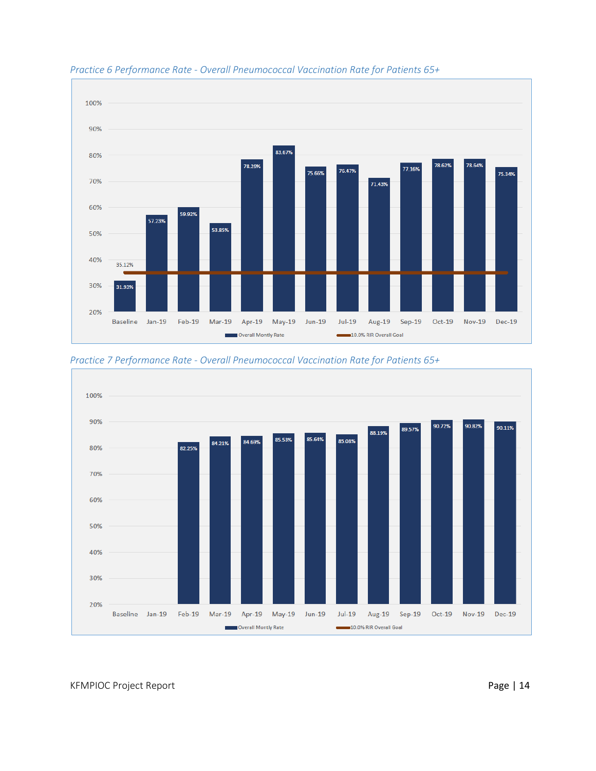*Practice 6 Performance Rate - Overall Pneumococcal Vaccination Rate for Patients 65+*

| | Baseline | Jan-19 | Feb-19 | Mar-19 | Apr-19 | May-19 | Jun-19 | Jul-19 | Aug-19 | Sep-19 | Oct-19 | Nov-19 | Dec-19 |
|---|---|---|---|---|---|---|---|---|---|---|---|---|---|
| Overall Montly Rate | 31.93% | 57.23% | 59.92% | 53.85% | 78.29% | 83.67% | 75.66% | 76.47% | 71.43% | 77.16% | 78.62% | 78.64% | 75.34% |
| 10.0% RIR Overall Goal | 35.12% | | | | | | | | | | | | |

*Practice 7 Performance Rate - Overall Pneumococcal Vaccination Rate for Patients 65+*

| | Baseline | Jan-19 | Feb-19 | Mar-19 | Apr-19 | May-19 | Jun-19 | Jul-19 | Aug-19 | Sep-19 | Oct-19 | Nov-19 | Dec-19 |
|---|---|---|---|---|---|---|---|---|---|---|---|---|---|
| Overall Montly Rate | | | 82.25% | 84.21% | 84.69% | 85.53% | 85.64% | 85.08% | 88.19% | 89.57% | 90.72% | 90.82% | 90.11% |
| 10.0% RIR Overall Goal | | | | | | | | | | | | | |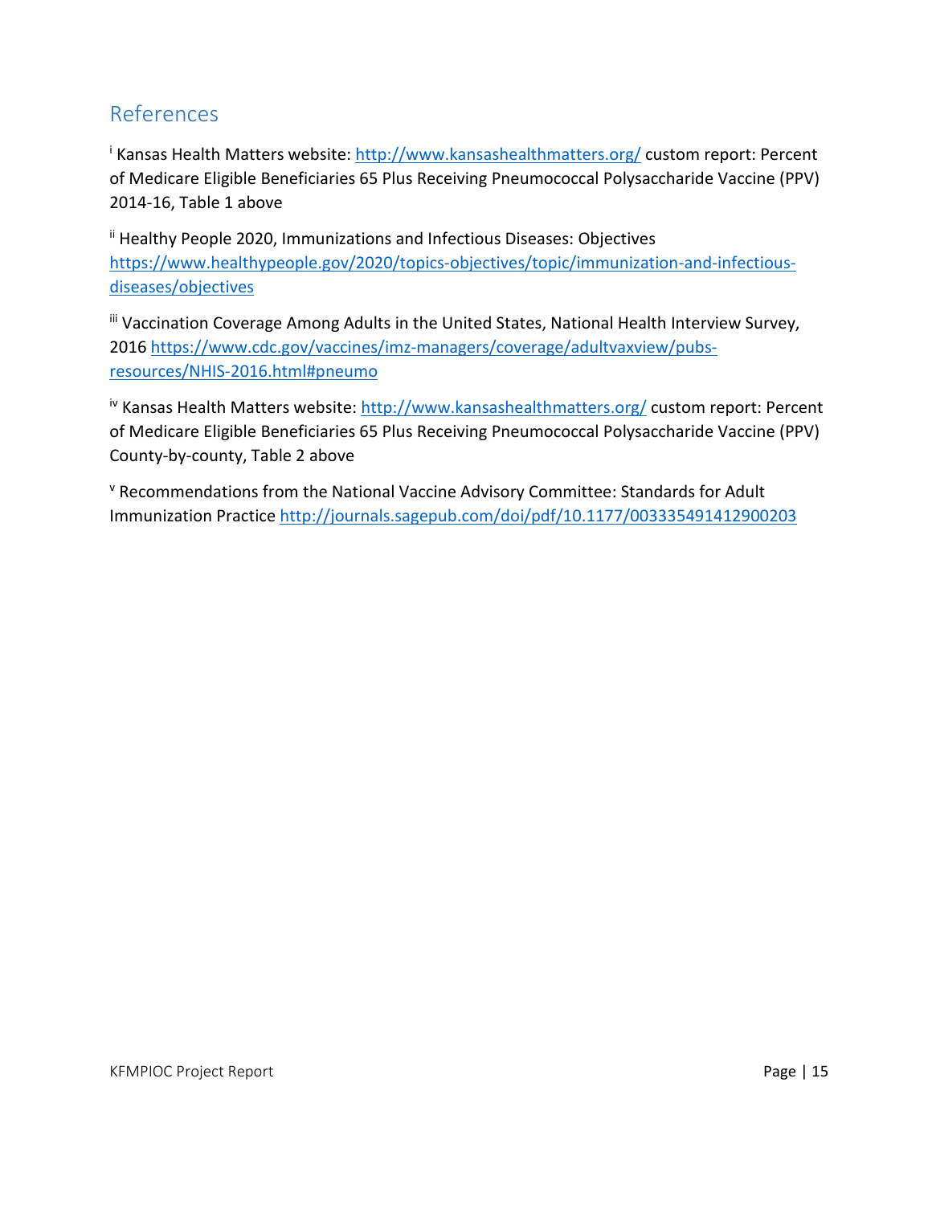## References

[i] Kansas Health Matters website: http://www.kansashealthmatters.org/ custom report: Percent of Medicare Eligible Beneficiaries 65 Plus Receiving Pneumococcal Polysaccharide Vaccine (PPV) 2014-16, Table 1 above

[ii] Healthy People 2020, Immunizations and Infectious Diseases: Objectives https://www.healthypeople.gov/2020/topics-objectives/topic/immunization-and-infectious-diseases/objectives

[iii] Vaccination Coverage Among Adults in the United States, National Health Interview Survey, 2016 https://www.cdc.gov/vaccines/imz-managers/coverage/adultvaxview/pubs-resources/NHIS-2016.html#pneumo

[iv] Kansas Health Matters website: http://www.kansashealthmatters.org/ custom report: Percent of Medicare Eligible Beneficiaries 65 Plus Receiving Pneumococcal Polysaccharide Vaccine (PPV) County-by-county, Table 2 above

[v] Recommendations from the National Vaccine Advisory Committee: Standards for Adult Immunization Practice http://journals.sagepub.com/doi/pdf/10.1177/003335491412900203